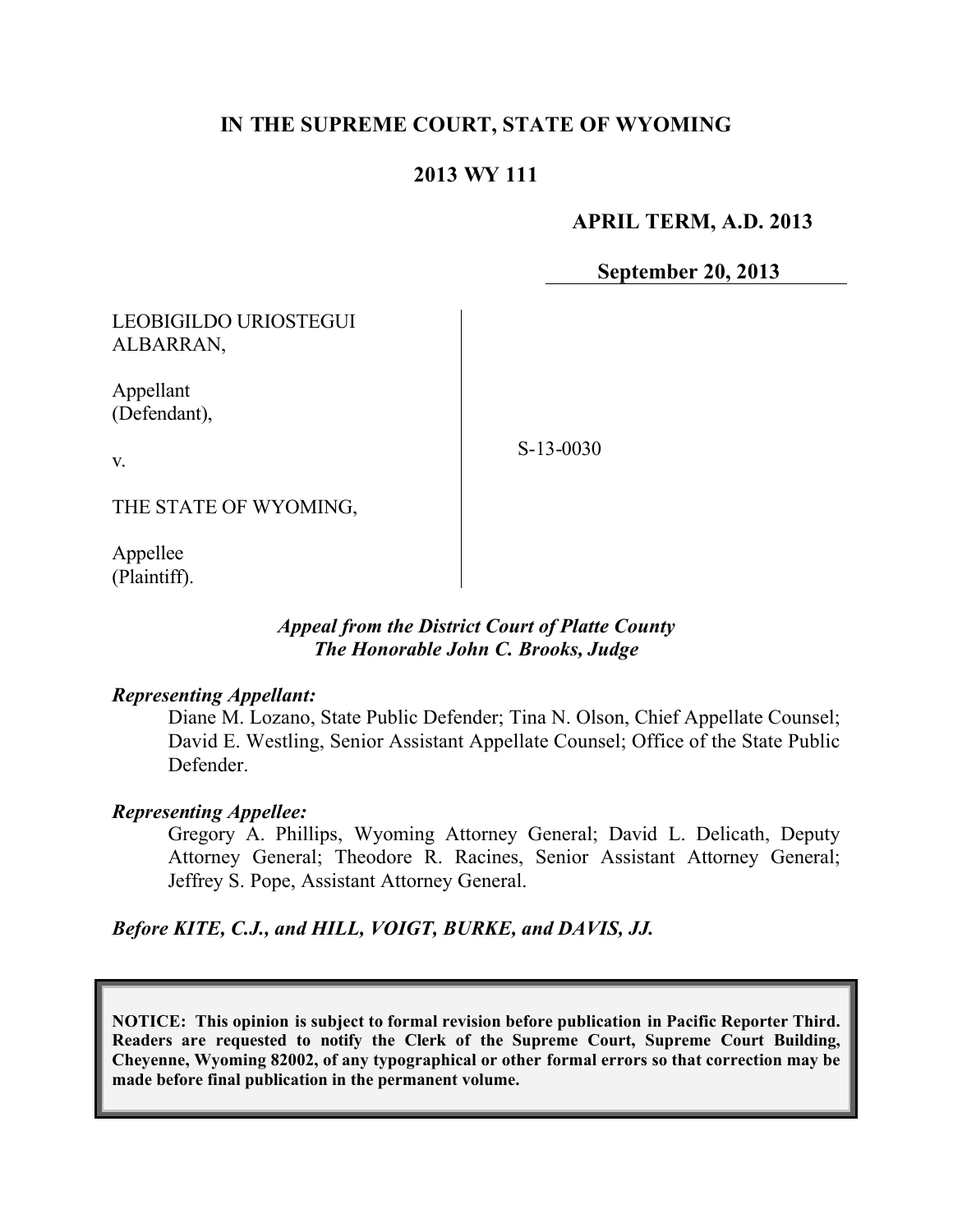# IN THE SUPREME COURT, STATE OF WYOMING

## 2013 WY 111

**APRIL TERM, A.D. 2013**

**September 20, 2013**

LEOBIGILDO URIOSTEGUI ALBARRAN,

Appellant (Defendant),

v.

THE STATE OF WYOMING,

Appellee (Plaintiff).

S-13-0030

***Appeal from the District Court of Platte County***
***The Honorable John C. Brooks, Judge***

***Representing Appellant:***

Diane M. Lozano, State Public Defender; Tina N. Olson, Chief Appellate Counsel; David E. Westling, Senior Assistant Appellate Counsel; Office of the State Public Defender.

***Representing Appellee:***

Gregory A. Phillips, Wyoming Attorney General; David L. Delicath, Deputy Attorney General; Theodore R. Racines, Senior Assistant Attorney General; Jeffrey S. Pope, Assistant Attorney General.

***Before KITE, C.J., and HILL, VOIGT, BURKE, and DAVIS, JJ.***

**NOTICE: This opinion is subject to formal revision before publication in Pacific Reporter Third. Readers are requested to notify the Clerk of the Supreme Court, Supreme Court Building, Cheyenne, Wyoming 82002, of any typographical or other formal errors so that correction may be made before final publication in the permanent volume.**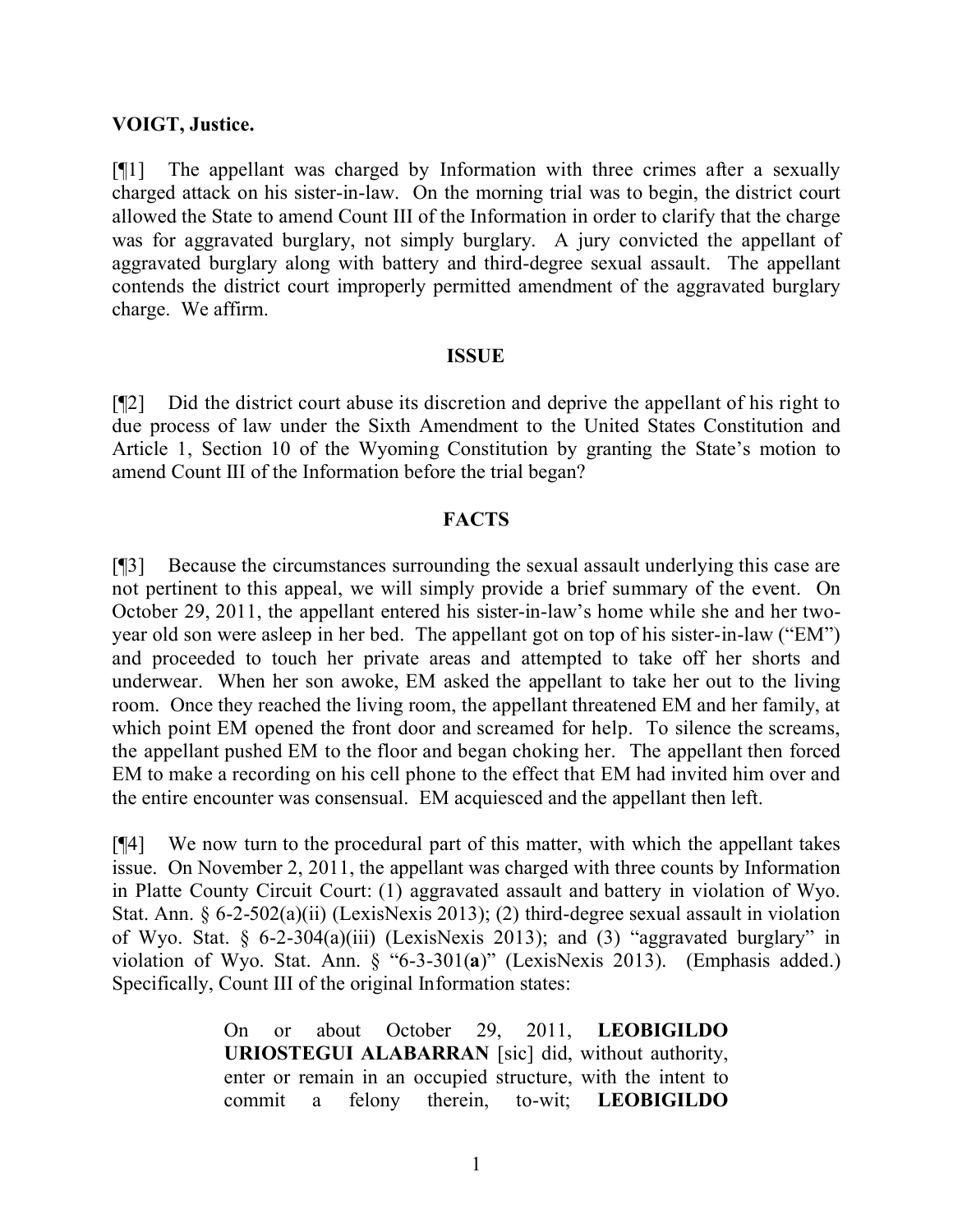**VOIGT, Justice.**

[¶1] The appellant was charged by Information with three crimes after a sexually charged attack on his sister-in-law. On the morning trial was to begin, the district court allowed the State to amend Count III of the Information in order to clarify that the charge was for aggravated burglary, not simply burglary. A jury convicted the appellant of aggravated burglary along with battery and third-degree sexual assault. The appellant contends the district court improperly permitted amendment of the aggravated burglary charge. We affirm.

**ISSUE**

[¶2] Did the district court abuse its discretion and deprive the appellant of his right to due process of law under the Sixth Amendment to the United States Constitution and Article 1, Section 10 of the Wyoming Constitution by granting the State's motion to amend Count III of the Information before the trial began?

**FACTS**

[¶3] Because the circumstances surrounding the sexual assault underlying this case are not pertinent to this appeal, we will simply provide a brief summary of the event. On October 29, 2011, the appellant entered his sister-in-law's home while she and her two-year old son were asleep in her bed. The appellant got on top of his sister-in-law ("EM") and proceeded to touch her private areas and attempted to take off her shorts and underwear. When her son awoke, EM asked the appellant to take her out to the living room. Once they reached the living room, the appellant threatened EM and her family, at which point EM opened the front door and screamed for help. To silence the screams, the appellant pushed EM to the floor and began choking her. The appellant then forced EM to make a recording on his cell phone to the effect that EM had invited him over and the entire encounter was consensual. EM acquiesced and the appellant then left.

[¶4] We now turn to the procedural part of this matter, with which the appellant takes issue. On November 2, 2011, the appellant was charged with three counts by Information in Platte County Circuit Court: (1) aggravated assault and battery in violation of Wyo. Stat. Ann. § 6-2-502(a)(ii) (LexisNexis 2013); (2) third-degree sexual assault in violation of Wyo. Stat. § 6-2-304(a)(iii) (LexisNexis 2013); and (3) "aggravated burglary" in violation of Wyo. Stat. Ann. § "6-3-301(**a**)" (LexisNexis 2013). (Emphasis added.) Specifically, Count III of the original Information states:

> On or about October 29, 2011, **LEOBIGILDO URIOSTEGUI ALABARRAN** [sic] did, without authority, enter or remain in an occupied structure, with the intent to commit a felony therein, to-wit; **LEOBIGILDO**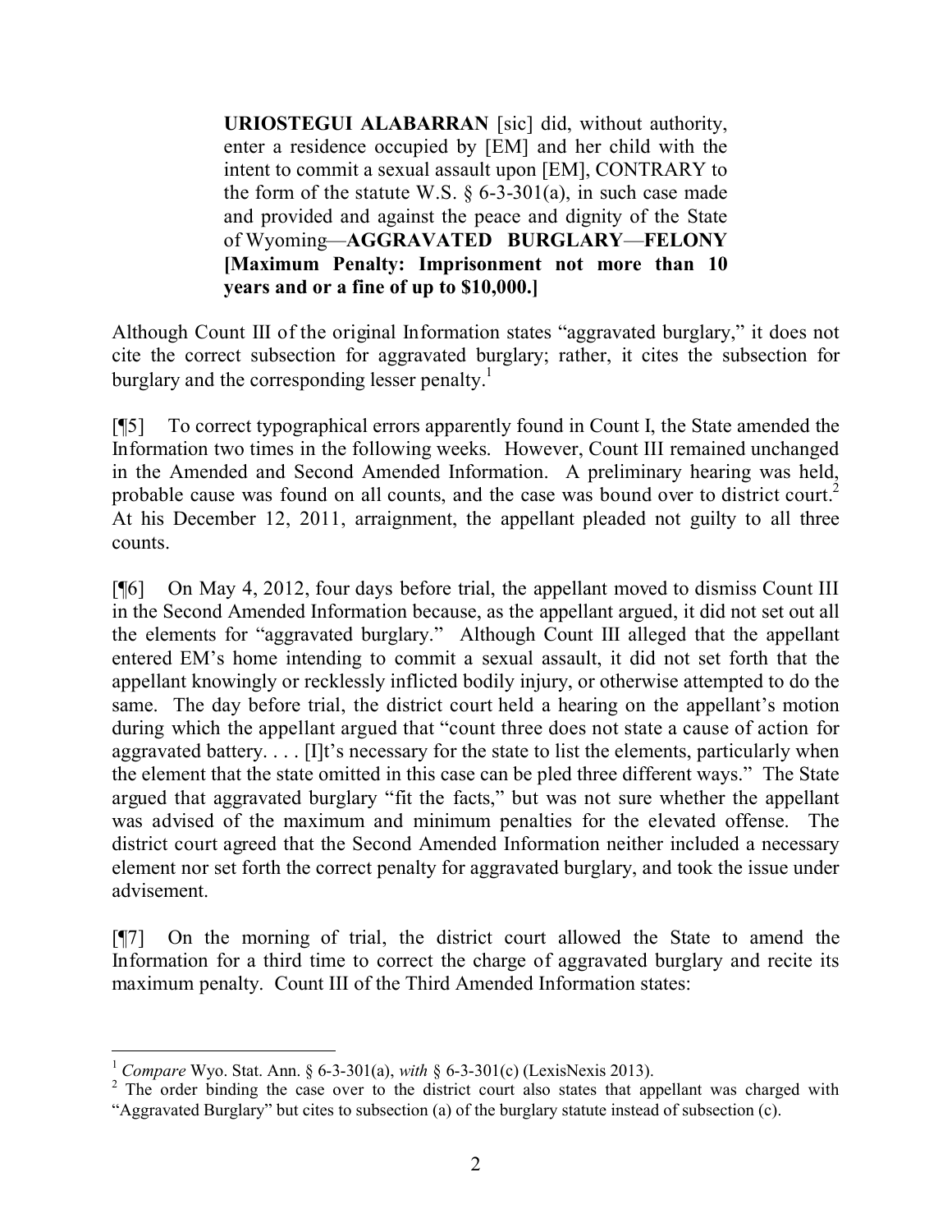> **URIOSTEGUI ALABARRAN** [sic] did, without authority, enter a residence occupied by [EM] and her child with the intent to commit a sexual assault upon [EM], CONTRARY to the form of the statute W.S. § 6-3-301(a), in such case made and provided and against the peace and dignity of the State of Wyoming—**AGGRAVATED BURGLARY**—**FELONY [Maximum Penalty: Imprisonment not more than 10 years and or a fine of up to $10,000.]**

Although Count III of the original Information states "aggravated burglary," it does not cite the correct subsection for aggravated burglary; rather, it cites the subsection for burglary and the corresponding lesser penalty.[1]

[¶5] To correct typographical errors apparently found in Count I, the State amended the Information two times in the following weeks. However, Count III remained unchanged in the Amended and Second Amended Information. A preliminary hearing was held, probable cause was found on all counts, and the case was bound over to district court.[2] At his December 12, 2011, arraignment, the appellant pleaded not guilty to all three counts.

[¶6] On May 4, 2012, four days before trial, the appellant moved to dismiss Count III in the Second Amended Information because, as the appellant argued, it did not set out all the elements for "aggravated burglary." Although Count III alleged that the appellant entered EM's home intending to commit a sexual assault, it did not set forth that the appellant knowingly or recklessly inflicted bodily injury, or otherwise attempted to do the same. The day before trial, the district court held a hearing on the appellant's motion during which the appellant argued that "count three does not state a cause of action for aggravated battery. . . . [I]t's necessary for the state to list the elements, particularly when the element that the state omitted in this case can be pled three different ways." The State argued that aggravated burglary "fit the facts," but was not sure whether the appellant was advised of the maximum and minimum penalties for the elevated offense. The district court agreed that the Second Amended Information neither included a necessary element nor set forth the correct penalty for aggravated burglary, and took the issue under advisement.

[¶7] On the morning of trial, the district court allowed the State to amend the Information for a third time to correct the charge of aggravated burglary and recite its maximum penalty. Count III of the Third Amended Information states:

---

[1] *Compare* Wyo. Stat. Ann. § 6-3-301(a), *with* § 6-3-301(c) (LexisNexis 2013).

[2] The order binding the case over to the district court also states that appellant was charged with "Aggravated Burglary" but cites to subsection (a) of the burglary statute instead of subsection (c).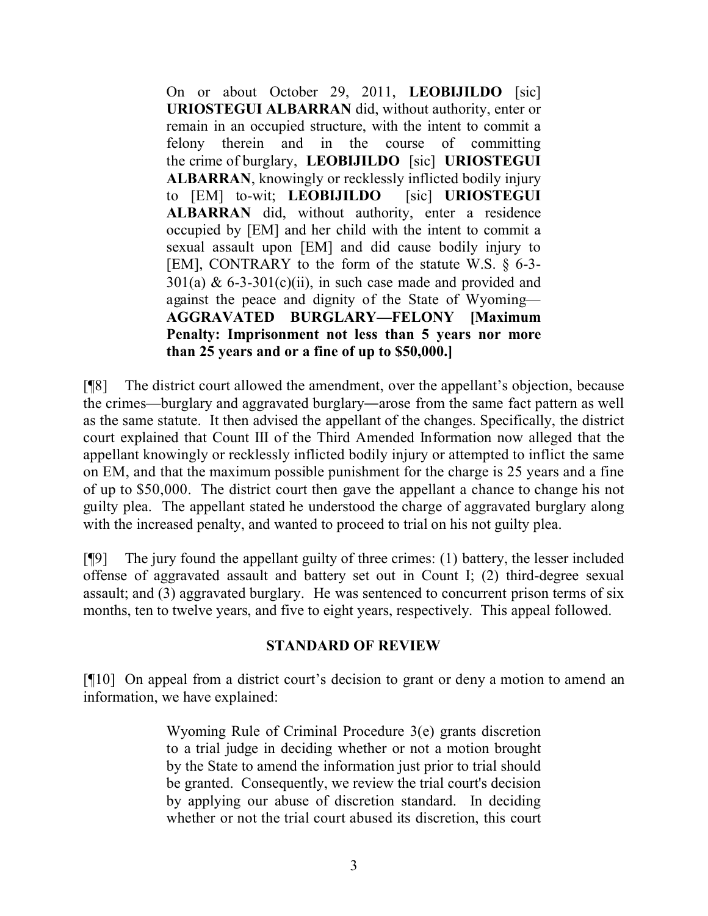> On or about October 29, 2011, **LEOBIJILDO** [sic] **URIOSTEGUI ALBARRAN** did, without authority, enter or remain in an occupied structure, with the intent to commit a felony therein and in the course of committing the crime of burglary, **LEOBIJILDO** [sic] **URIOSTEGUI ALBARRAN**, knowingly or recklessly inflicted bodily injury to [EM] to-wit; **LEOBIJILDO** [sic] **URIOSTEGUI ALBARRAN** did, without authority, enter a residence occupied by [EM] and her child with the intent to commit a sexual assault upon [EM] and did cause bodily injury to [EM], CONTRARY to the form of the statute W.S. § 6-3-301(a) & 6-3-301(c)(ii), in such case made and provided and against the peace and dignity of the State of Wyoming—**AGGRAVATED BURGLARY—FELONY [Maximum Penalty: Imprisonment not less than 5 years nor more than 25 years and or a fine of up to $50,000.]**

[¶8] The district court allowed the amendment, over the appellant's objection, because the crimes—burglary and aggravated burglary—arose from the same fact pattern as well as the same statute. It then advised the appellant of the changes. Specifically, the district court explained that Count III of the Third Amended Information now alleged that the appellant knowingly or recklessly inflicted bodily injury or attempted to inflict the same on EM, and that the maximum possible punishment for the charge is 25 years and a fine of up to $50,000. The district court then gave the appellant a chance to change his not guilty plea. The appellant stated he understood the charge of aggravated burglary along with the increased penalty, and wanted to proceed to trial on his not guilty plea.

[¶9] The jury found the appellant guilty of three crimes: (1) battery, the lesser included offense of aggravated assault and battery set out in Count I; (2) third-degree sexual assault; and (3) aggravated burglary. He was sentenced to concurrent prison terms of six months, ten to twelve years, and five to eight years, respectively. This appeal followed.

## STANDARD OF REVIEW

[¶10] On appeal from a district court's decision to grant or deny a motion to amend an information, we have explained:

> Wyoming Rule of Criminal Procedure 3(e) grants discretion to a trial judge in deciding whether or not a motion brought by the State to amend the information just prior to trial should be granted. Consequently, we review the trial court's decision by applying our abuse of discretion standard. In deciding whether or not the trial court abused its discretion, this court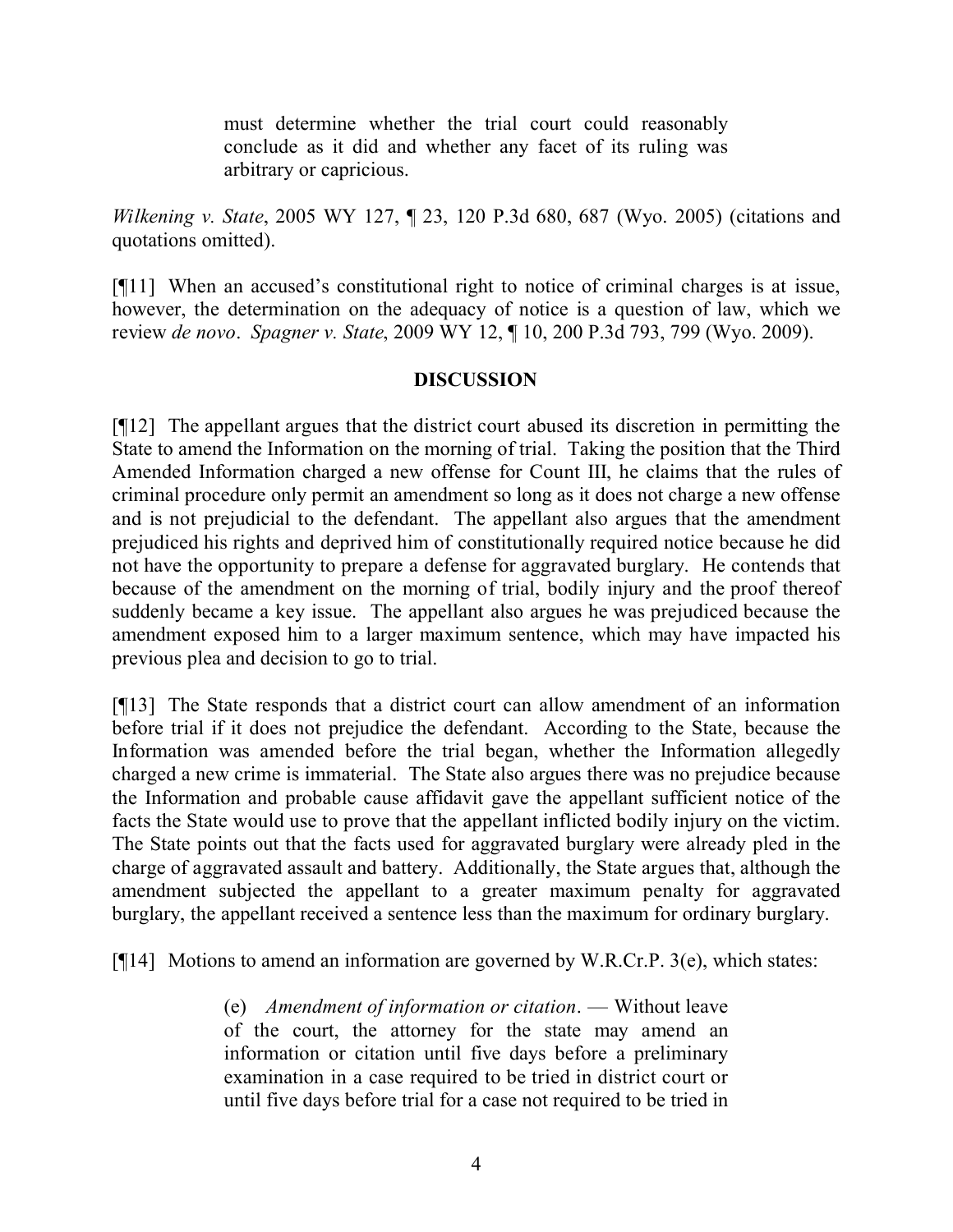> must determine whether the trial court could reasonably conclude as it did and whether any facet of its ruling was arbitrary or capricious.

*Wilkening v. State*, 2005 WY 127, ¶ 23, 120 P.3d 680, 687 (Wyo. 2005) (citations and quotations omitted).

[¶11] When an accused's constitutional right to notice of criminal charges is at issue, however, the determination on the adequacy of notice is a question of law, which we review *de novo*. *Spagner v. State*, 2009 WY 12, ¶ 10, 200 P.3d 793, 799 (Wyo. 2009).

**DISCUSSION**

[¶12] The appellant argues that the district court abused its discretion in permitting the State to amend the Information on the morning of trial. Taking the position that the Third Amended Information charged a new offense for Count III, he claims that the rules of criminal procedure only permit an amendment so long as it does not charge a new offense and is not prejudicial to the defendant. The appellant also argues that the amendment prejudiced his rights and deprived him of constitutionally required notice because he did not have the opportunity to prepare a defense for aggravated burglary. He contends that because of the amendment on the morning of trial, bodily injury and the proof thereof suddenly became a key issue. The appellant also argues he was prejudiced because the amendment exposed him to a larger maximum sentence, which may have impacted his previous plea and decision to go to trial.

[¶13] The State responds that a district court can allow amendment of an information before trial if it does not prejudice the defendant. According to the State, because the Information was amended before the trial began, whether the Information allegedly charged a new crime is immaterial. The State also argues there was no prejudice because the Information and probable cause affidavit gave the appellant sufficient notice of the facts the State would use to prove that the appellant inflicted bodily injury on the victim. The State points out that the facts used for aggravated burglary were already pled in the charge of aggravated assault and battery. Additionally, the State argues that, although the amendment subjected the appellant to a greater maximum penalty for aggravated burglary, the appellant received a sentence less than the maximum for ordinary burglary.

[¶14] Motions to amend an information are governed by W.R.Cr.P. 3(e), which states:

> (e) *Amendment of information or citation*. — Without leave of the court, the attorney for the state may amend an information or citation until five days before a preliminary examination in a case required to be tried in district court or until five days before trial for a case not required to be tried in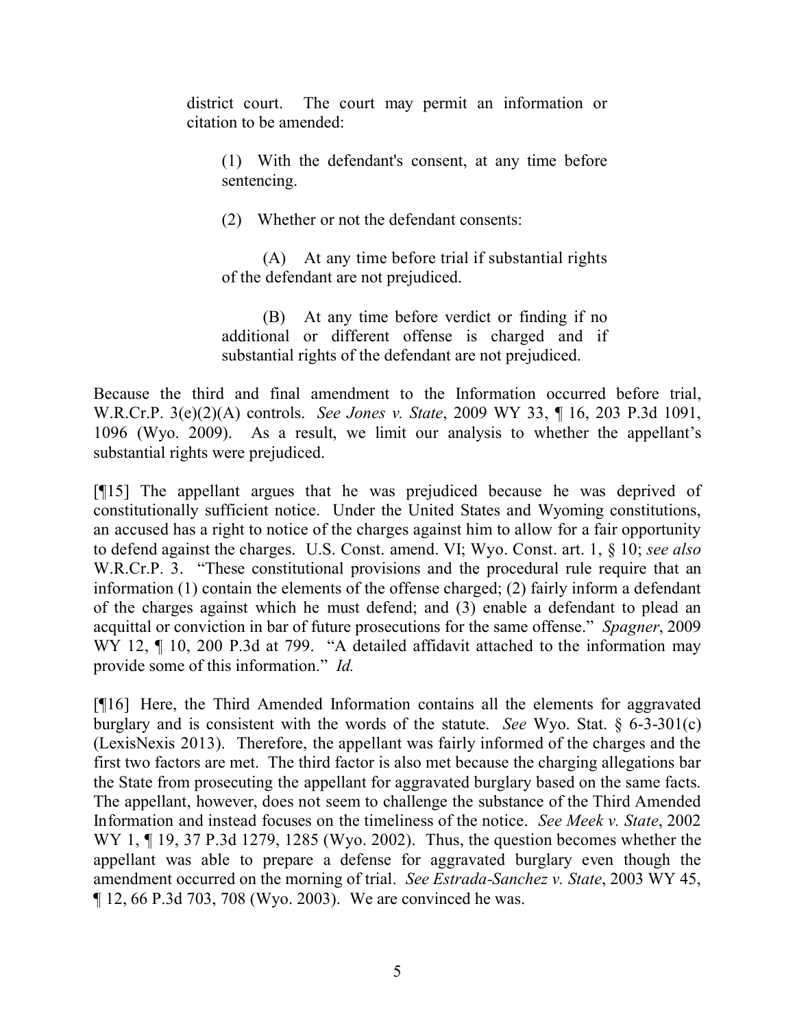> district court. The court may permit an information or citation to be amended:
>
> (1) With the defendant's consent, at any time before sentencing.
>
> (2) Whether or not the defendant consents:
>
> (A) At any time before trial if substantial rights of the defendant are not prejudiced.
>
> (B) At any time before verdict or finding if no additional or different offense is charged and if substantial rights of the defendant are not prejudiced.

Because the third and final amendment to the Information occurred before trial, W.R.Cr.P. 3(e)(2)(A) controls. *See Jones v. State*, 2009 WY 33, ¶ 16, 203 P.3d 1091, 1096 (Wyo. 2009). As a result, we limit our analysis to whether the appellant's substantial rights were prejudiced.

[¶15] The appellant argues that he was prejudiced because he was deprived of constitutionally sufficient notice. Under the United States and Wyoming constitutions, an accused has a right to notice of the charges against him to allow for a fair opportunity to defend against the charges. U.S. Const. amend. VI; Wyo. Const. art. 1, § 10; *see also* W.R.Cr.P. 3. "These constitutional provisions and the procedural rule require that an information (1) contain the elements of the offense charged; (2) fairly inform a defendant of the charges against which he must defend; and (3) enable a defendant to plead an acquittal or conviction in bar of future prosecutions for the same offense." *Spagner*, 2009 WY 12, ¶ 10, 200 P.3d at 799. "A detailed affidavit attached to the information may provide some of this information." *Id.*

[¶16] Here, the Third Amended Information contains all the elements for aggravated burglary and is consistent with the words of the statute. *See* Wyo. Stat. § 6-3-301(c) (LexisNexis 2013). Therefore, the appellant was fairly informed of the charges and the first two factors are met. The third factor is also met because the charging allegations bar the State from prosecuting the appellant for aggravated burglary based on the same facts. The appellant, however, does not seem to challenge the substance of the Third Amended Information and instead focuses on the timeliness of the notice. *See Meek v. State*, 2002 WY 1, ¶ 19, 37 P.3d 1279, 1285 (Wyo. 2002). Thus, the question becomes whether the appellant was able to prepare a defense for aggravated burglary even though the amendment occurred on the morning of trial. *See Estrada-Sanchez v. State*, 2003 WY 45, ¶ 12, 66 P.3d 703, 708 (Wyo. 2003). We are convinced he was.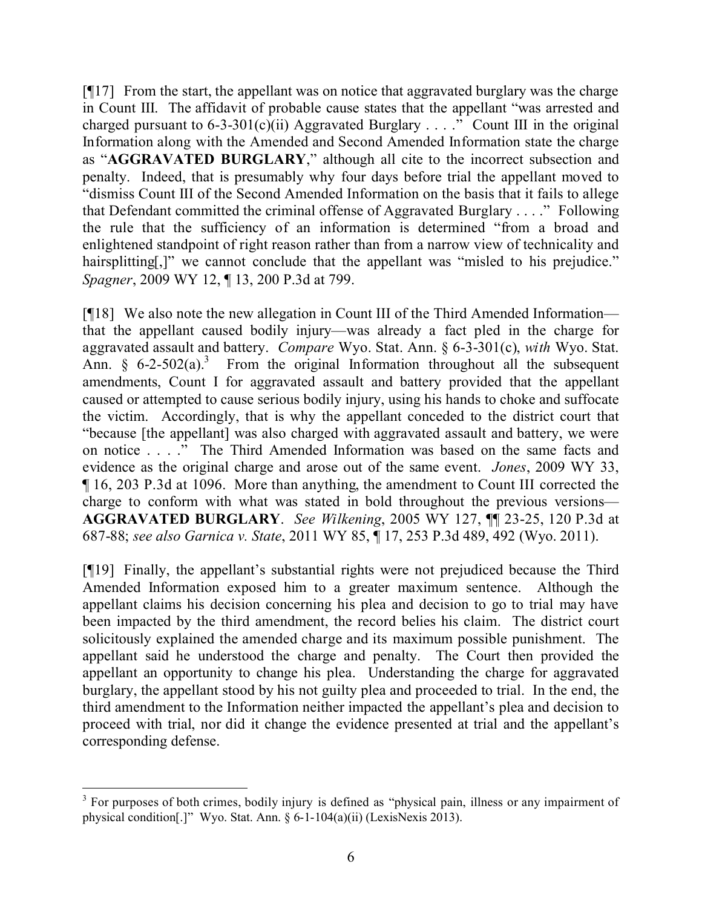[¶17] From the start, the appellant was on notice that aggravated burglary was the charge in Count III. The affidavit of probable cause states that the appellant "was arrested and charged pursuant to 6-3-301(c)(ii) Aggravated Burglary . . . ." Count III in the original Information along with the Amended and Second Amended Information state the charge as "**AGGRAVATED BURGLARY**," although all cite to the incorrect subsection and penalty. Indeed, that is presumably why four days before trial the appellant moved to "dismiss Count III of the Second Amended Information on the basis that it fails to allege that Defendant committed the criminal offense of Aggravated Burglary . . . ." Following the rule that the sufficiency of an information is determined "from a broad and enlightened standpoint of right reason rather than from a narrow view of technicality and hairsplitting[,]" we cannot conclude that the appellant was "misled to his prejudice." *Spagner*, 2009 WY 12, ¶ 13, 200 P.3d at 799.

[¶18] We also note the new allegation in Count III of the Third Amended Information—that the appellant caused bodily injury—was already a fact pled in the charge for aggravated assault and battery. *Compare* Wyo. Stat. Ann. § 6-3-301(c), *with* Wyo. Stat. Ann. § 6-2-502(a).[3] From the original Information throughout all the subsequent amendments, Count I for aggravated assault and battery provided that the appellant caused or attempted to cause serious bodily injury, using his hands to choke and suffocate the victim. Accordingly, that is why the appellant conceded to the district court that "because [the appellant] was also charged with aggravated assault and battery, we were on notice . . . ." The Third Amended Information was based on the same facts and evidence as the original charge and arose out of the same event. *Jones*, 2009 WY 33, ¶ 16, 203 P.3d at 1096. More than anything, the amendment to Count III corrected the charge to conform with what was stated in bold throughout the previous versions—**AGGRAVATED BURGLARY**. *See Wilkening*, 2005 WY 127, ¶¶ 23-25, 120 P.3d at 687-88; *see also Garnica v. State*, 2011 WY 85, ¶ 17, 253 P.3d 489, 492 (Wyo. 2011).

[¶19] Finally, the appellant's substantial rights were not prejudiced because the Third Amended Information exposed him to a greater maximum sentence. Although the appellant claims his decision concerning his plea and decision to go to trial may have been impacted by the third amendment, the record belies his claim. The district court solicitously explained the amended charge and its maximum possible punishment. The appellant said he understood the charge and penalty. The Court then provided the appellant an opportunity to change his plea. Understanding the charge for aggravated burglary, the appellant stood by his not guilty plea and proceeded to trial. In the end, the third amendment to the Information neither impacted the appellant's plea and decision to proceed with trial, nor did it change the evidence presented at trial and the appellant's corresponding defense.

---

[3] For purposes of both crimes, bodily injury is defined as "physical pain, illness or any impairment of physical condition[.]" Wyo. Stat. Ann. § 6-1-104(a)(ii) (LexisNexis 2013).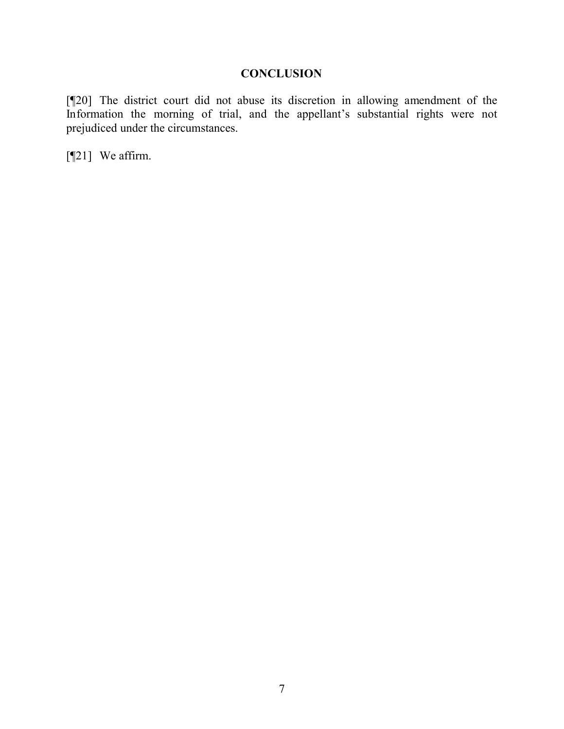## CONCLUSION

[¶20] The district court did not abuse its discretion in allowing amendment of the Information the morning of trial, and the appellant's substantial rights were not prejudiced under the circumstances.

[¶21] We affirm.